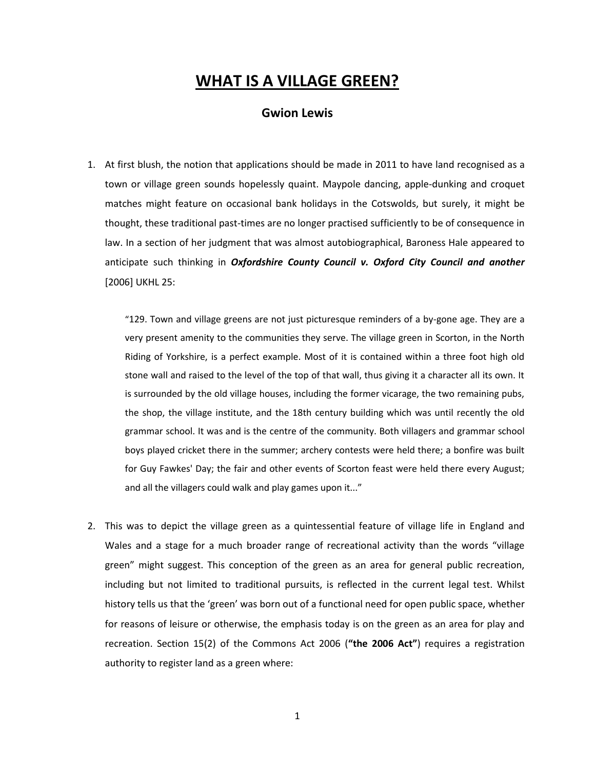# WHAT IS A VILLAGE GREEN?

## Gwion Lewis

1. At first blush, the notion that applications should be made in 2011 to have land recognised as a town or village green sounds hopelessly quaint. Maypole dancing, apple-dunking and croquet matches might feature on occasional bank holidays in the Cotswolds, but surely, it might be thought, these traditional past-times are no longer practised sufficiently to be of consequence in law. In a section of her judgment that was almost autobiographical, Baroness Hale appeared to anticipate such thinking in ***Oxfordshire County Council v. Oxford City Council and another*** [2006] UKHL 25:

   > "129. Town and village greens are not just picturesque reminders of a by-gone age. They are a very present amenity to the communities they serve. The village green in Scorton, in the North Riding of Yorkshire, is a perfect example. Most of it is contained within a three foot high old stone wall and raised to the level of the top of that wall, thus giving it a character all its own. It is surrounded by the old village houses, including the former vicarage, the two remaining pubs, the shop, the village institute, and the 18th century building which was until recently the old grammar school. It was and is the centre of the community. Both villagers and grammar school boys played cricket there in the summer; archery contests were held there; a bonfire was built for Guy Fawkes' Day; the fair and other events of Scorton feast were held there every August; and all the villagers could walk and play games upon it..."

2. This was to depict the village green as a quintessential feature of village life in England and Wales and a stage for a much broader range of recreational activity than the words "village green" might suggest. This conception of the green as an area for general public recreation, including but not limited to traditional pursuits, is reflected in the current legal test. Whilst history tells us that the 'green' was born out of a functional need for open public space, whether for reasons of leisure or otherwise, the emphasis today is on the green as an area for play and recreation. Section 15(2) of the Commons Act 2006 (**"the 2006 Act"**) requires a registration authority to register land as a green where: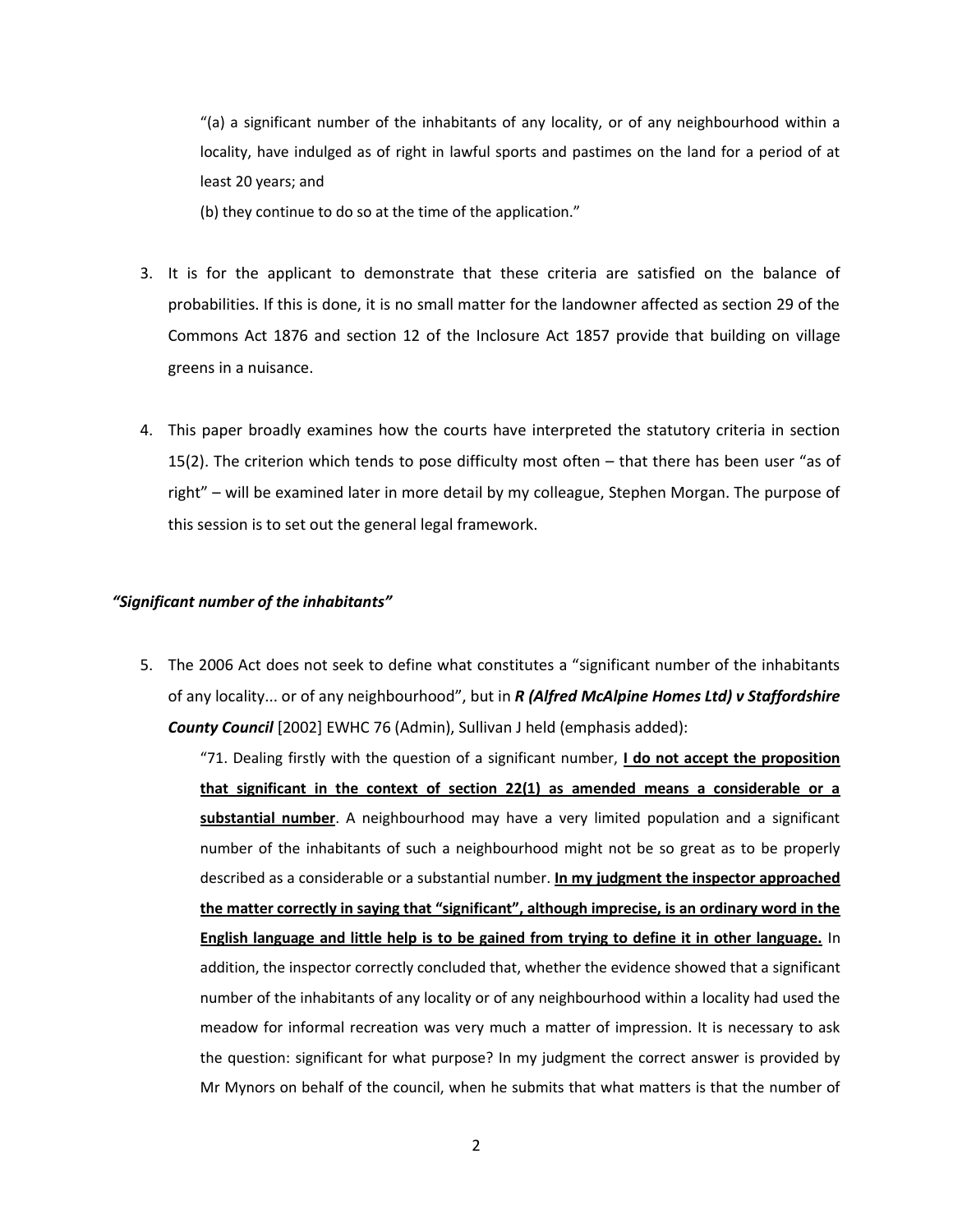"(a) a significant number of the inhabitants of any locality, or of any neighbourhood within a locality, have indulged as of right in lawful sports and pastimes on the land for a period of at least 20 years; and

(b) they continue to do so at the time of the application."

3. It is for the applicant to demonstrate that these criteria are satisfied on the balance of probabilities. If this is done, it is no small matter for the landowner affected as section 29 of the Commons Act 1876 and section 12 of the Inclosure Act 1857 provide that building on village greens in a nuisance.

4. This paper broadly examines how the courts have interpreted the statutory criteria in section 15(2). The criterion which tends to pose difficulty most often – that there has been user "as of right" – will be examined later in more detail by my colleague, Stephen Morgan. The purpose of this session is to set out the general legal framework.

### *"Significant number of the inhabitants"*

5. The 2006 Act does not seek to define what constitutes a "significant number of the inhabitants of any locality... or of any neighbourhood", but in ***R (Alfred McAlpine Homes Ltd) v Staffordshire County Council*** [2002] EWHC 76 (Admin), Sullivan J held (emphasis added):

   "71. Dealing firstly with the question of a significant number, **<u>I do not accept the proposition that significant in the context of section 22(1) as amended means a considerable or a substantial number</u>**. A neighbourhood may have a very limited population and a significant number of the inhabitants of such a neighbourhood might not be so great as to be properly described as a considerable or a substantial number. **<u>In my judgment the inspector approached the matter correctly in saying that "significant", although imprecise, is an ordinary word in the English language and little help is to be gained from trying to define it in other language.</u>** In addition, the inspector correctly concluded that, whether the evidence showed that a significant number of the inhabitants of any locality or of any neighbourhood within a locality had used the meadow for informal recreation was very much a matter of impression. It is necessary to ask the question: significant for what purpose? In my judgment the correct answer is provided by Mr Mynors on behalf of the council, when he submits that what matters is that the number of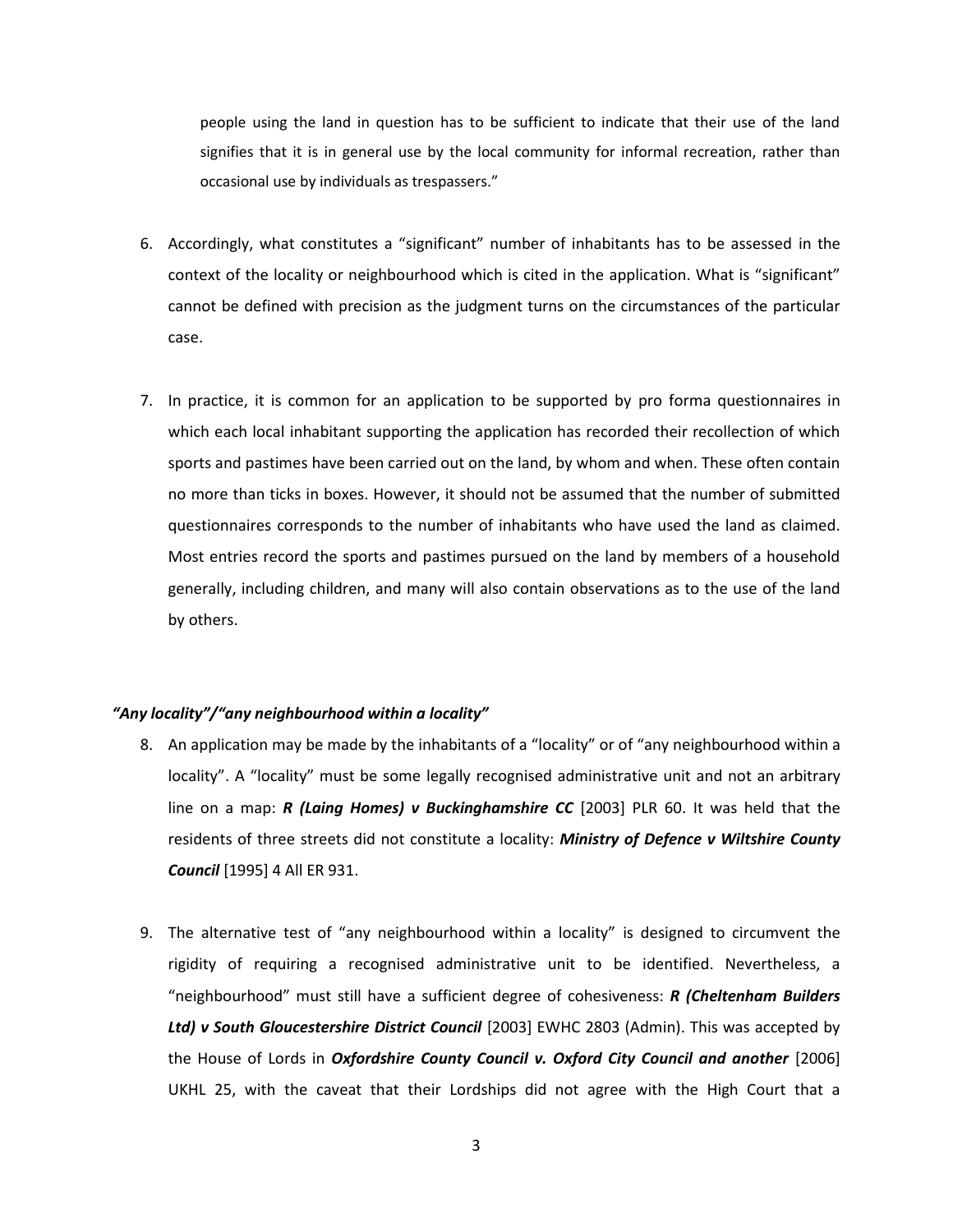people using the land in question has to be sufficient to indicate that their use of the land signifies that it is in general use by the local community for informal recreation, rather than occasional use by individuals as trespassers."

6. Accordingly, what constitutes a "significant" number of inhabitants has to be assessed in the context of the locality or neighbourhood which is cited in the application. What is "significant" cannot be defined with precision as the judgment turns on the circumstances of the particular case.

7. In practice, it is common for an application to be supported by pro forma questionnaires in which each local inhabitant supporting the application has recorded their recollection of which sports and pastimes have been carried out on the land, by whom and when. These often contain no more than ticks in boxes. However, it should not be assumed that the number of submitted questionnaires corresponds to the number of inhabitants who have used the land as claimed. Most entries record the sports and pastimes pursued on the land by members of a household generally, including children, and many will also contain observations as to the use of the land by others.

### *"Any locality"/"any neighbourhood within a locality"*

8. An application may be made by the inhabitants of a "locality" or of "any neighbourhood within a locality". A "locality" must be some legally recognised administrative unit and not an arbitrary line on a map: ***R (Laing Homes) v Buckinghamshire CC*** [2003] PLR 60. It was held that the residents of three streets did not constitute a locality: ***Ministry of Defence v Wiltshire County Council*** [1995] 4 All ER 931.

9. The alternative test of "any neighbourhood within a locality" is designed to circumvent the rigidity of requiring a recognised administrative unit to be identified. Nevertheless, a "neighbourhood" must still have a sufficient degree of cohesiveness: ***R (Cheltenham Builders Ltd) v South Gloucestershire District Council*** [2003] EWHC 2803 (Admin). This was accepted by the House of Lords in ***Oxfordshire County Council v. Oxford City Council and another*** [2006] UKHL 25, with the caveat that their Lordships did not agree with the High Court that a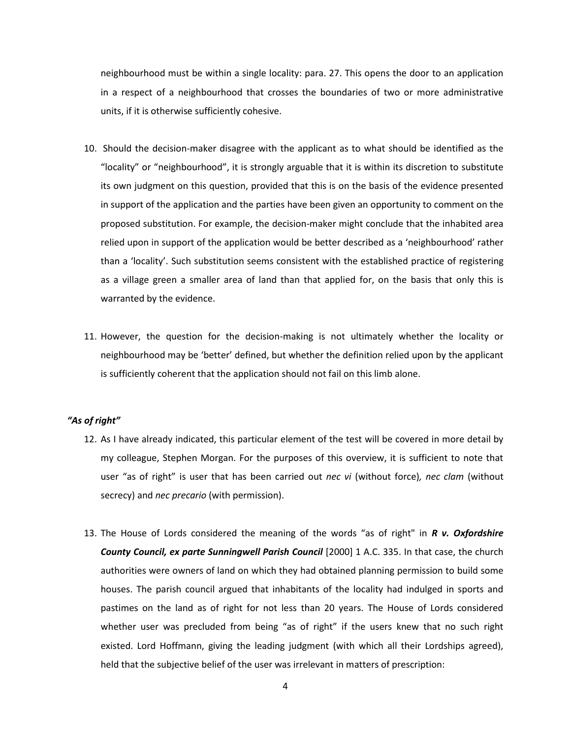neighbourhood must be within a single locality: para. 27. This opens the door to an application in a respect of a neighbourhood that crosses the boundaries of two or more administrative units, if it is otherwise sufficiently cohesive.

10. Should the decision-maker disagree with the applicant as to what should be identified as the "locality" or "neighbourhood", it is strongly arguable that it is within its discretion to substitute its own judgment on this question, provided that this is on the basis of the evidence presented in support of the application and the parties have been given an opportunity to comment on the proposed substitution. For example, the decision-maker might conclude that the inhabited area relied upon in support of the application would be better described as a 'neighbourhood' rather than a 'locality'. Such substitution seems consistent with the established practice of registering as a village green a smaller area of land than that applied for, on the basis that only this is warranted by the evidence.

11. However, the question for the decision-making is not ultimately whether the locality or neighbourhood may be 'better' defined, but whether the definition relied upon by the applicant is sufficiently coherent that the application should not fail on this limb alone.

***"As of right"***

12. As I have already indicated, this particular element of the test will be covered in more detail by my colleague, Stephen Morgan. For the purposes of this overview, it is sufficient to note that user "as of right" is user that has been carried out *nec vi* (without force)*, nec clam* (without secrecy) and *nec precario* (with permission).

13. The House of Lords considered the meaning of the words "as of right" in ***R v. Oxfordshire County Council, ex parte Sunningwell Parish Council*** [2000] 1 A.C. 335. In that case, the church authorities were owners of land on which they had obtained planning permission to build some houses. The parish council argued that inhabitants of the locality had indulged in sports and pastimes on the land as of right for not less than 20 years. The House of Lords considered whether user was precluded from being "as of right" if the users knew that no such right existed. Lord Hoffmann, giving the leading judgment (with which all their Lordships agreed), held that the subjective belief of the user was irrelevant in matters of prescription: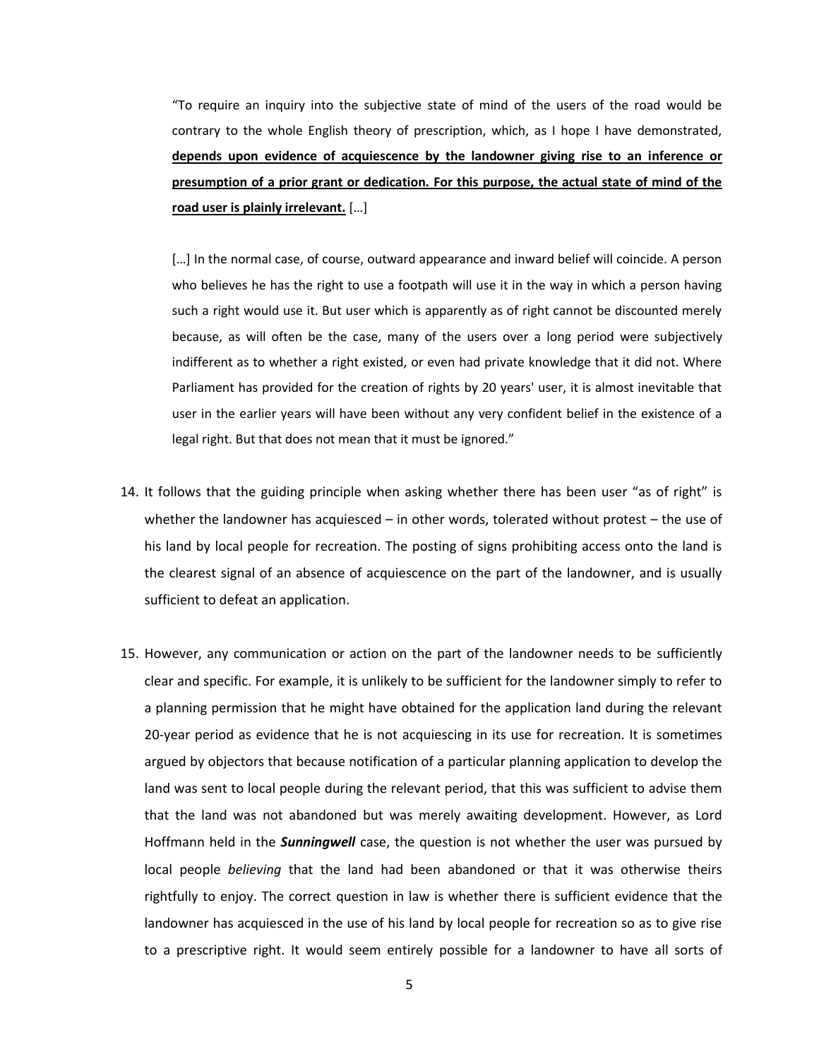> "To require an inquiry into the subjective state of mind of the users of the road would be contrary to the whole English theory of prescription, which, as I hope I have demonstrated, **<u>depends upon evidence of acquiescence by the landowner giving rise to an inference or presumption of a prior grant or dedication. For this purpose, the actual state of mind of the road user is plainly irrelevant.</u>** […]
>
> […] In the normal case, of course, outward appearance and inward belief will coincide. A person who believes he has the right to use a footpath will use it in the way in which a person having such a right would use it. But user which is apparently as of right cannot be discounted merely because, as will often be the case, many of the users over a long period were subjectively indifferent as to whether a right existed, or even had private knowledge that it did not. Where Parliament has provided for the creation of rights by 20 years' user, it is almost inevitable that user in the earlier years will have been without any very confident belief in the existence of a legal right. But that does not mean that it must be ignored."

14. It follows that the guiding principle when asking whether there has been user "as of right" is whether the landowner has acquiesced – in other words, tolerated without protest – the use of his land by local people for recreation. The posting of signs prohibiting access onto the land is the clearest signal of an absence of acquiescence on the part of the landowner, and is usually sufficient to defeat an application.

15. However, any communication or action on the part of the landowner needs to be sufficiently clear and specific. For example, it is unlikely to be sufficient for the landowner simply to refer to a planning permission that he might have obtained for the application land during the relevant 20-year period as evidence that he is not acquiescing in its use for recreation. It is sometimes argued by objectors that because notification of a particular planning application to develop the land was sent to local people during the relevant period, that this was sufficient to advise them that the land was not abandoned but was merely awaiting development. However, as Lord Hoffmann held in the ***Sunningwell*** case, the question is not whether the user was pursued by local people *believing* that the land had been abandoned or that it was otherwise theirs rightfully to enjoy. The correct question in law is whether there is sufficient evidence that the landowner has acquiesced in the use of his land by local people for recreation so as to give rise to a prescriptive right. It would seem entirely possible for a landowner to have all sorts of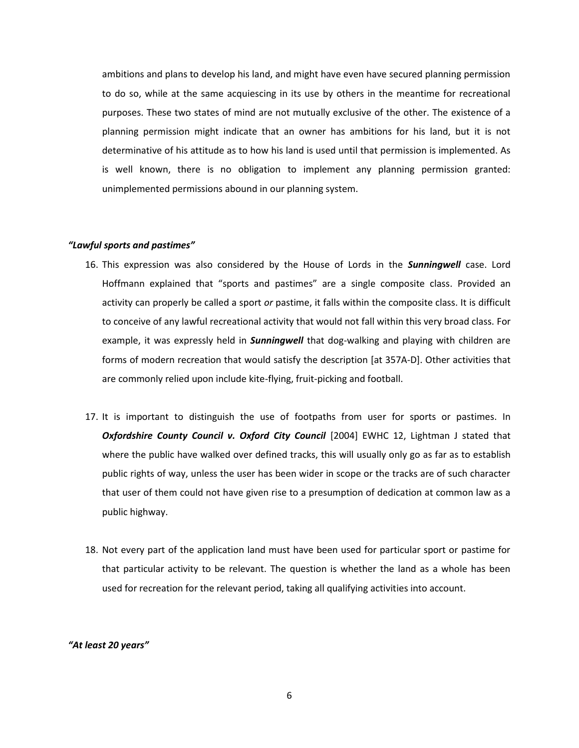ambitions and plans to develop his land, and might have even have secured planning permission to do so, while at the same acquiescing in its use by others in the meantime for recreational purposes. These two states of mind are not mutually exclusive of the other. The existence of a planning permission might indicate that an owner has ambitions for his land, but it is not determinative of his attitude as to how his land is used until that permission is implemented. As is well known, there is no obligation to implement any planning permission granted: unimplemented permissions abound in our planning system.

### *"Lawful sports and pastimes"*

16. This expression was also considered by the House of Lords in the ***Sunningwell*** case. Lord Hoffmann explained that "sports and pastimes" are a single composite class. Provided an activity can properly be called a sport *or* pastime, it falls within the composite class. It is difficult to conceive of any lawful recreational activity that would not fall within this very broad class. For example, it was expressly held in ***Sunningwell*** that dog-walking and playing with children are forms of modern recreation that would satisfy the description [at 357A-D]. Other activities that are commonly relied upon include kite-flying, fruit-picking and football.

17. It is important to distinguish the use of footpaths from user for sports or pastimes. In ***Oxfordshire County Council v. Oxford City Council*** [2004] EWHC 12, Lightman J stated that where the public have walked over defined tracks, this will usually only go as far as to establish public rights of way, unless the user has been wider in scope or the tracks are of such character that user of them could not have given rise to a presumption of dedication at common law as a public highway.

18. Not every part of the application land must have been used for particular sport or pastime for that particular activity to be relevant. The question is whether the land as a whole has been used for recreation for the relevant period, taking all qualifying activities into account.

### *"At least 20 years"*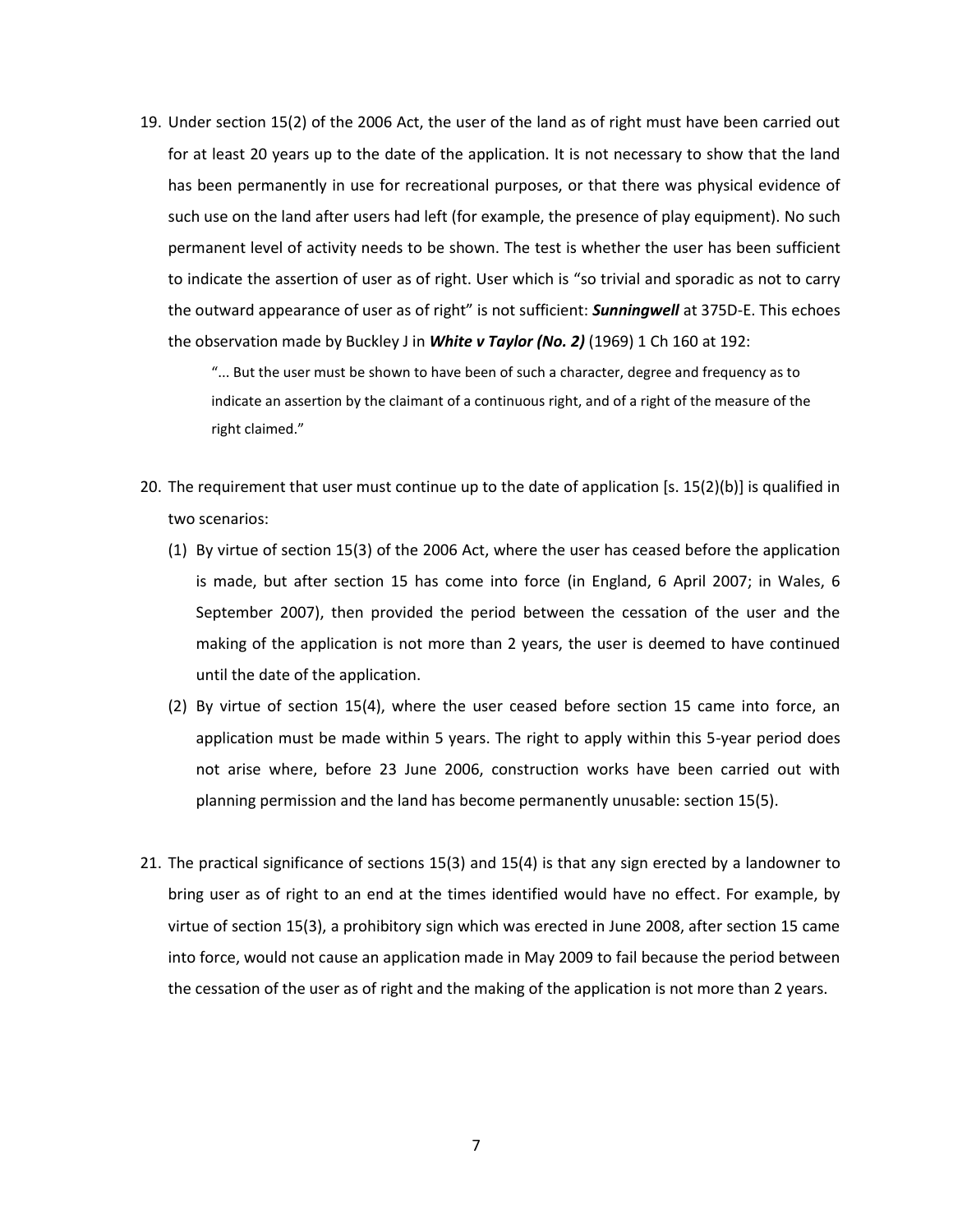19. Under section 15(2) of the 2006 Act, the user of the land as of right must have been carried out for at least 20 years up to the date of the application. It is not necessary to show that the land has been permanently in use for recreational purposes, or that there was physical evidence of such use on the land after users had left (for example, the presence of play equipment). No such permanent level of activity needs to be shown. The test is whether the user has been sufficient to indicate the assertion of user as of right. User which is "so trivial and sporadic as not to carry the outward appearance of user as of right" is not sufficient: ***Sunningwell*** at 375D-E. This echoes the observation made by Buckley J in ***White v Taylor (No. 2)*** (1969) 1 Ch 160 at 192:

   > "... But the user must be shown to have been of such a character, degree and frequency as to indicate an assertion by the claimant of a continuous right, and of a right of the measure of the right claimed."

20. The requirement that user must continue up to the date of application [s. 15(2)(b)] is qualified in two scenarios:

    (1) By virtue of section 15(3) of the 2006 Act, where the user has ceased before the application is made, but after section 15 has come into force (in England, 6 April 2007; in Wales, 6 September 2007), then provided the period between the cessation of the user and the making of the application is not more than 2 years, the user is deemed to have continued until the date of the application.

    (2) By virtue of section 15(4), where the user ceased before section 15 came into force, an application must be made within 5 years. The right to apply within this 5-year period does not arise where, before 23 June 2006, construction works have been carried out with planning permission and the land has become permanently unusable: section 15(5).

21. The practical significance of sections 15(3) and 15(4) is that any sign erected by a landowner to bring user as of right to an end at the times identified would have no effect. For example, by virtue of section 15(3), a prohibitory sign which was erected in June 2008, after section 15 came into force, would not cause an application made in May 2009 to fail because the period between the cessation of the user as of right and the making of the application is not more than 2 years.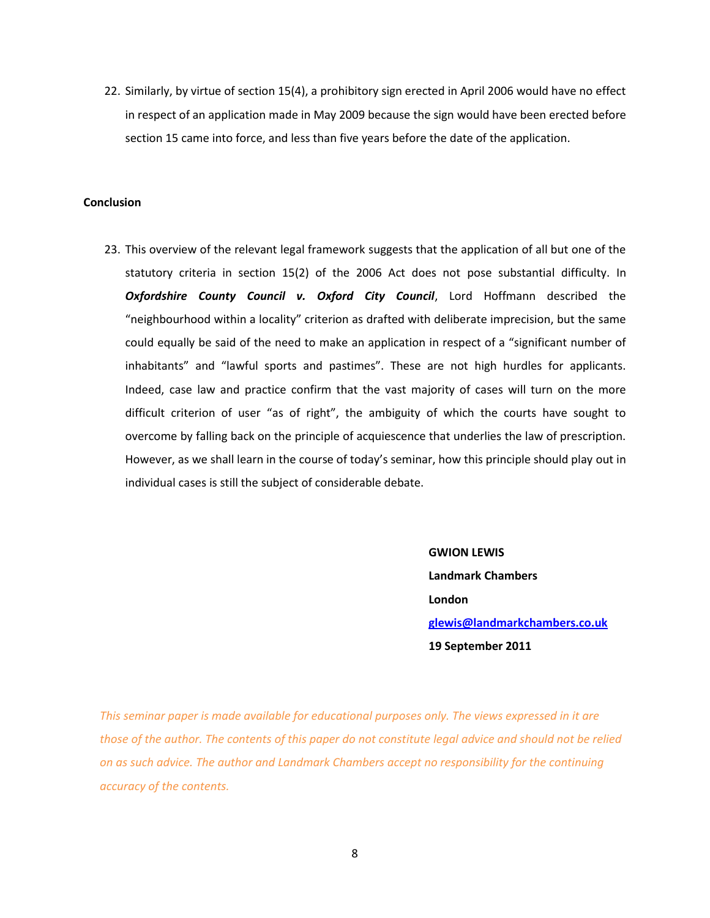22. Similarly, by virtue of section 15(4), a prohibitory sign erected in April 2006 would have no effect in respect of an application made in May 2009 because the sign would have been erected before section 15 came into force, and less than five years before the date of the application.

**Conclusion**

23. This overview of the relevant legal framework suggests that the application of all but one of the statutory criteria in section 15(2) of the 2006 Act does not pose substantial difficulty. In ***Oxfordshire County Council v. Oxford City Council***, Lord Hoffmann described the "neighbourhood within a locality" criterion as drafted with deliberate imprecision, but the same could equally be said of the need to make an application in respect of a "significant number of inhabitants" and "lawful sports and pastimes". These are not high hurdles for applicants. Indeed, case law and practice confirm that the vast majority of cases will turn on the more difficult criterion of user "as of right", the ambiguity of which the courts have sought to overcome by falling back on the principle of acquiescence that underlies the law of prescription. However, as we shall learn in the course of today's seminar, how this principle should play out in individual cases is still the subject of considerable debate.

**GWION LEWIS**

**Landmark Chambers**

**London**

**glewis@landmarkchambers.co.uk**

**19 September 2011**

*This seminar paper is made available for educational purposes only. The views expressed in it are those of the author. The contents of this paper do not constitute legal advice and should not be relied on as such advice. The author and Landmark Chambers accept no responsibility for the continuing accuracy of the contents.*